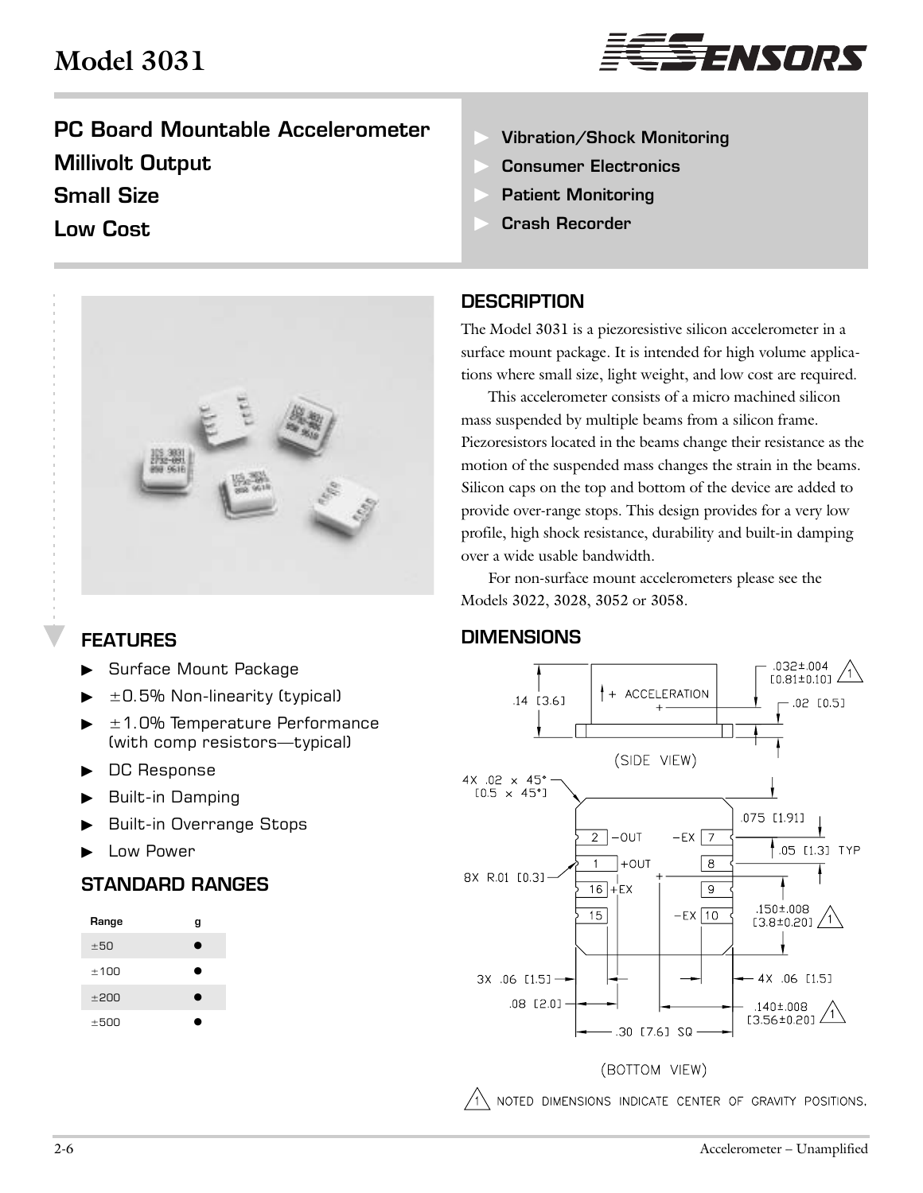# Model 3031

**PC Board Mountable Accelerometer**
**Millivolt Output**
**Small Size**
**Low Cost**

- **Vibration/Shock Monitoring**
- **Consumer Electronics**
- **Patient Monitoring**
- **Crash Recorder**

## DESCRIPTION

The Model 3031 is a piezoresistive silicon accelerometer in a surface mount package. It is intended for high volume applications where small size, light weight, and low cost are required.

This accelerometer consists of a micro machined silicon mass suspended by multiple beams from a silicon frame. Piezoresistors located in the beams change their resistance as the motion of the suspended mass changes the strain in the beams. Silicon caps on the top and bottom of the device are added to provide over-range stops. This design provides for a very low profile, high shock resistance, durability and built-in damping over a wide usable bandwidth.

For non-surface mount accelerometers please see the Models 3022, 3028, 3052 or 3058.

## FEATURES

- Surface Mount Package
- ±0.5% Non-linearity (typical)
- ±1.0% Temperature Performance (with comp resistors—typical)
- DC Response
- Built-in Damping
- Built-in Overrange Stops
- Low Power

## STANDARD RANGES

| Range | g |
|---|---|
| ±50 | ● |
| ±100 | ● |
| ±200 | ● |
| ±500 | ● |

## DIMENSIONS

(SIDE VIEW)

↑ + ACCELERATION

.14 [3.6]; .032±.004 [0.81±0.10] (1); .02 [0.5]

(BOTTOM VIEW)

4X .02 × 45° [0.5 × 45°]; 8X R.01 [0.3]; .075 [1.91]; .05 [1.3] TYP; .150±.008 [3.8±0.20] (1); 3X .06 [1.5]; 4X .06 [1.5]; .08 [2.0]; .140±.008 [3.56±0.20] (1); .30 [7.6] SQ

Pins: 2 −OUT; 1 +OUT; 16 +EX; 15; 7 −EX; 8; 9; 10 −EX

(1) NOTED DIMENSIONS INDICATE CENTER OF GRAVITY POSITIONS.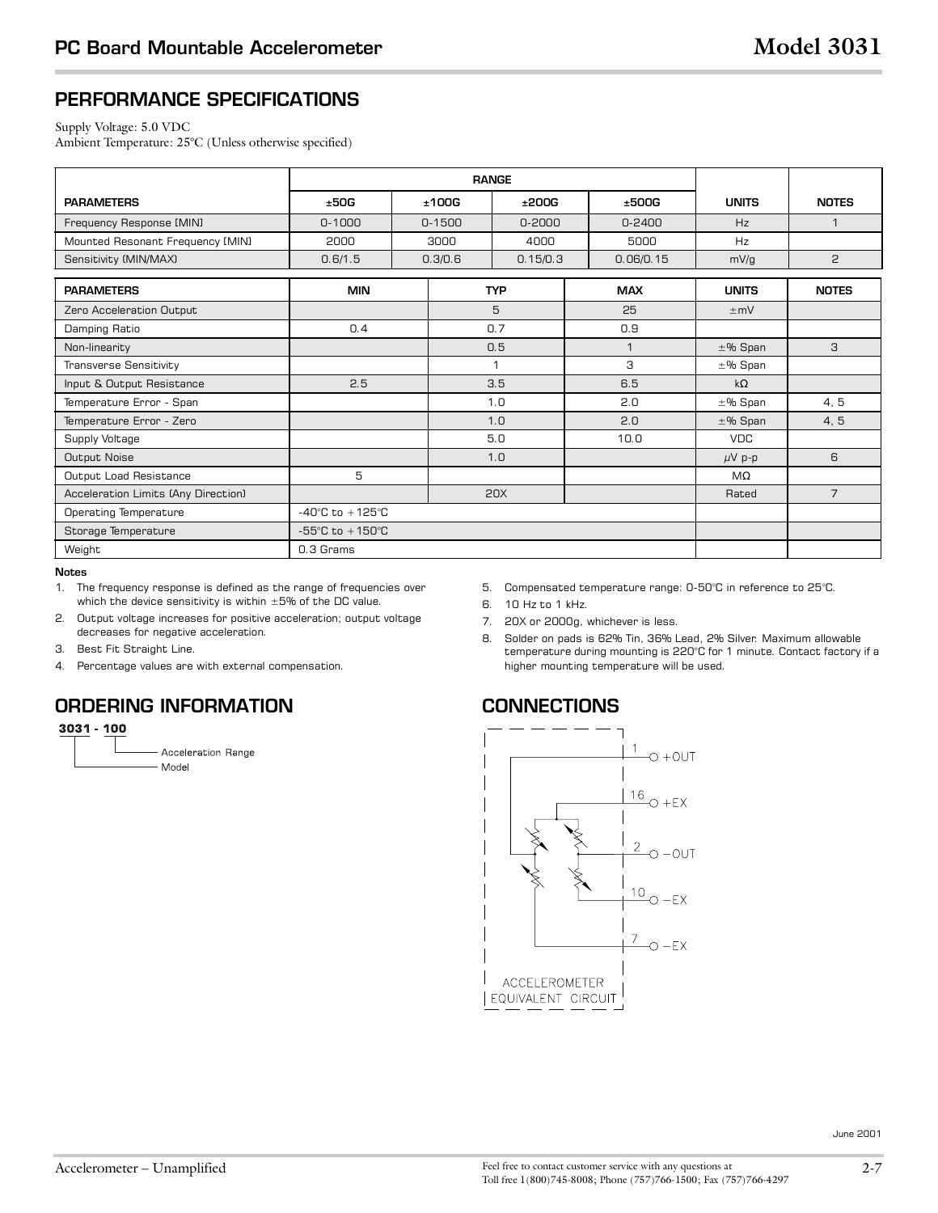# PC Board Mountable Accelerometer — Model 3031

## PERFORMANCE SPECIFICATIONS

Supply Voltage: 5.0 VDC
Ambient Temperature: 25°C (Unless otherwise specified)

| | RANGE | | | | | |
|---|---|---|---|---|---|---|
| **PARAMETERS** | **±50G** | **±100G** | **±200G** | **±500G** | **UNITS** | **NOTES** |
| Frequency Response (MIN) | 0-1000 | 0-1500 | 0-2000 | 0-2400 | Hz | 1 |
| Mounted Resonant Frequency (MIN) | 2000 | 3000 | 4000 | 5000 | Hz | |
| Sensitivity (MIN/MAX) | 0.6/1.5 | 0.3/0.6 | 0.15/0.3 | 0.06/0.15 | mV/g | 2 |

| PARAMETERS | MIN | TYP | MAX | UNITS | NOTES |
|---|---|---|---|---|---|
| Zero Acceleration Output | | 5 | 25 | ±mV | |
| Damping Ratio | 0.4 | 0.7 | 0.9 | | |
| Non-linearity | | 0.5 | 1 | ±% Span | 3 |
| Transverse Sensitivity | | 1 | 3 | ±% Span | |
| Input & Output Resistance | 2.5 | 3.5 | 6.5 | kΩ | |
| Temperature Error - Span | | 1.0 | 2.0 | ±% Span | 4, 5 |
| Temperature Error - Zero | | 1.0 | 2.0 | ±% Span | 4, 5 |
| Supply Voltage | | 5.0 | 10.0 | VDC | |
| Output Noise | | 1.0 | | μV p-p | 6 |
| Output Load Resistance | 5 | | | MΩ | |
| Acceleration Limits (Any Direction) | | 20X | | Rated | 7 |
| Operating Temperature | -40°C to +125°C | | | | |
| Storage Temperature | -55°C to +150°C | | | | |
| Weight | 0.3 Grams | | | | |

**Notes**

1. The frequency response is defined as the range of frequencies over which the device sensitivity is within ±5% of the DC value.
2. Output voltage increases for positive acceleration; output voltage decreases for negative acceleration.
3. Best Fit Straight Line.
4. Percentage values are with external compensation.
5. Compensated temperature range: 0-50°C in reference to 25°C.
6. 10 Hz to 1 kHz.
7. 20X or 2000g, whichever is less.
8. Solder on pads is 62% Tin, 36% Lead, 2% Silver. Maximum allowable temperature during mounting is 220°C for 1 minute. Contact factory if a higher mounting temperature will be used.

## ORDERING INFORMATION

**3031 - 100**

- 100 — Acceleration Range
- 3031 — Model

## CONNECTIONS

1 +OUT
16 +EX
2 −OUT
10 −EX
7 −EX

ACCELEROMETER EQUIVALENT CIRCUIT

June 2001

Accelerometer – Unamplified

Feel free to contact customer service with any questions at
Toll free 1(800)745-8008; Phone (757)766-1500; Fax (757)766-4297